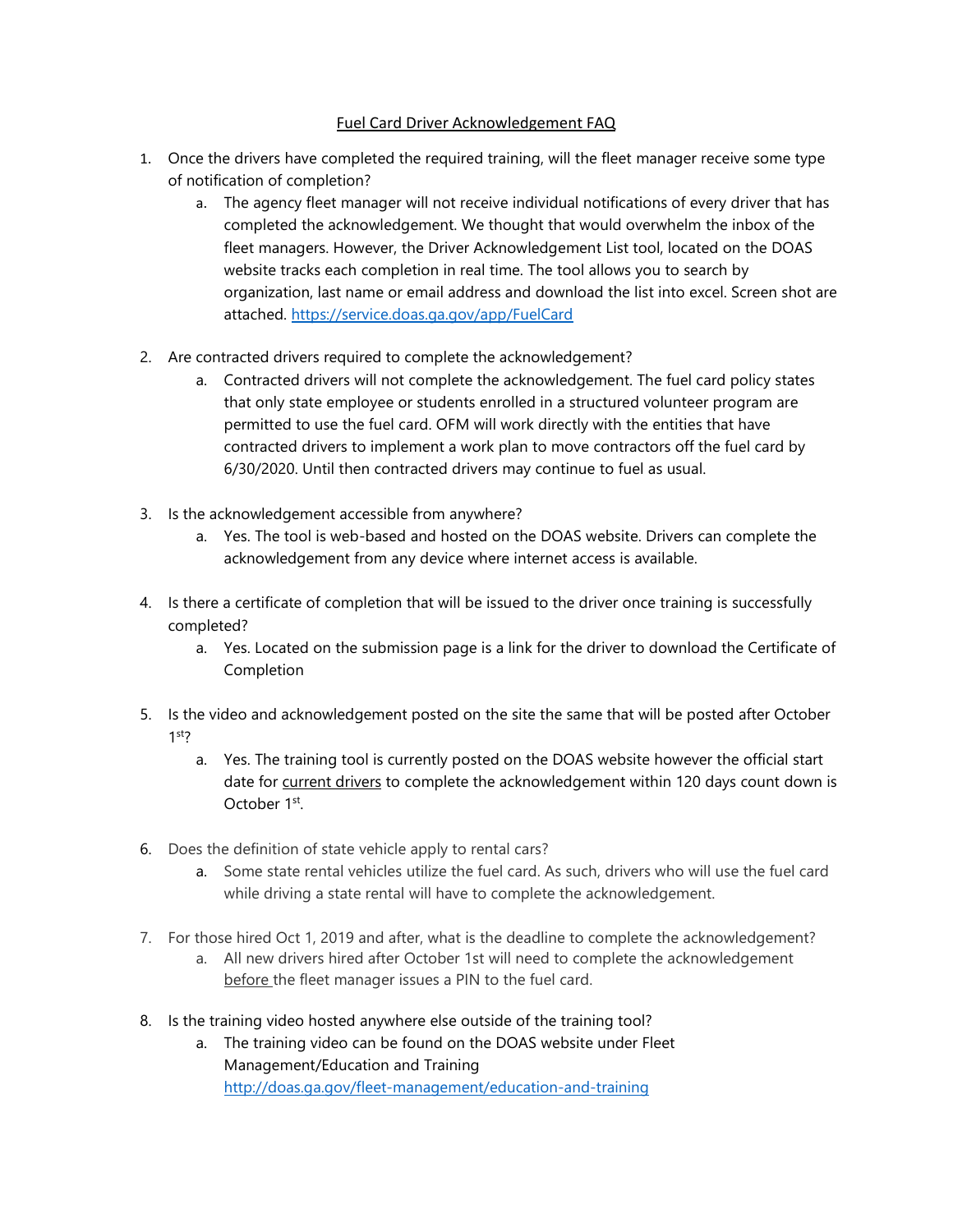<u>Fuel Card Driver Acknowledgement FAQ</u>

1. Once the drivers have completed the required training, will the fleet manager receive some type of notification of completion?
   a. The agency fleet manager will not receive individual notifications of every driver that has completed the acknowledgement. We thought that would overwhelm the inbox of the fleet managers. However, the Driver Acknowledgement List tool, located on the DOAS website tracks each completion in real time. The tool allows you to search by organization, last name or email address and download the list into excel. Screen shot are attached. https://service.doas.ga.gov/app/FuelCard

2. Are contracted drivers required to complete the acknowledgement?
   a. Contracted drivers will not complete the acknowledgement. The fuel card policy states that only state employee or students enrolled in a structured volunteer program are permitted to use the fuel card. OFM will work directly with the entities that have contracted drivers to implement a work plan to move contractors off the fuel card by 6/30/2020. Until then contracted drivers may continue to fuel as usual.

3. Is the acknowledgement accessible from anywhere?
   a. Yes. The tool is web-based and hosted on the DOAS website. Drivers can complete the acknowledgement from any device where internet access is available.

4. Is there a certificate of completion that will be issued to the driver once training is successfully completed?
   a. Yes. Located on the submission page is a link for the driver to download the Certificate of Completion

5. Is the video and acknowledgement posted on the site the same that will be posted after October 1st?
   a. Yes. The training tool is currently posted on the DOAS website however the official start date for <u>current drivers</u> to complete the acknowledgement within 120 days count down is October 1st.

6. Does the definition of state vehicle apply to rental cars?
   a. Some state rental vehicles utilize the fuel card. As such, drivers who will use the fuel card while driving a state rental will have to complete the acknowledgement.

7. For those hired Oct 1, 2019 and after, what is the deadline to complete the acknowledgement?
   a. All new drivers hired after October 1st will need to complete the acknowledgement <u>before</u> the fleet manager issues a PIN to the fuel card.

8. Is the training video hosted anywhere else outside of the training tool?
   a. The training video can be found on the DOAS website under Fleet Management/Education and Training http://doas.ga.gov/fleet-management/education-and-training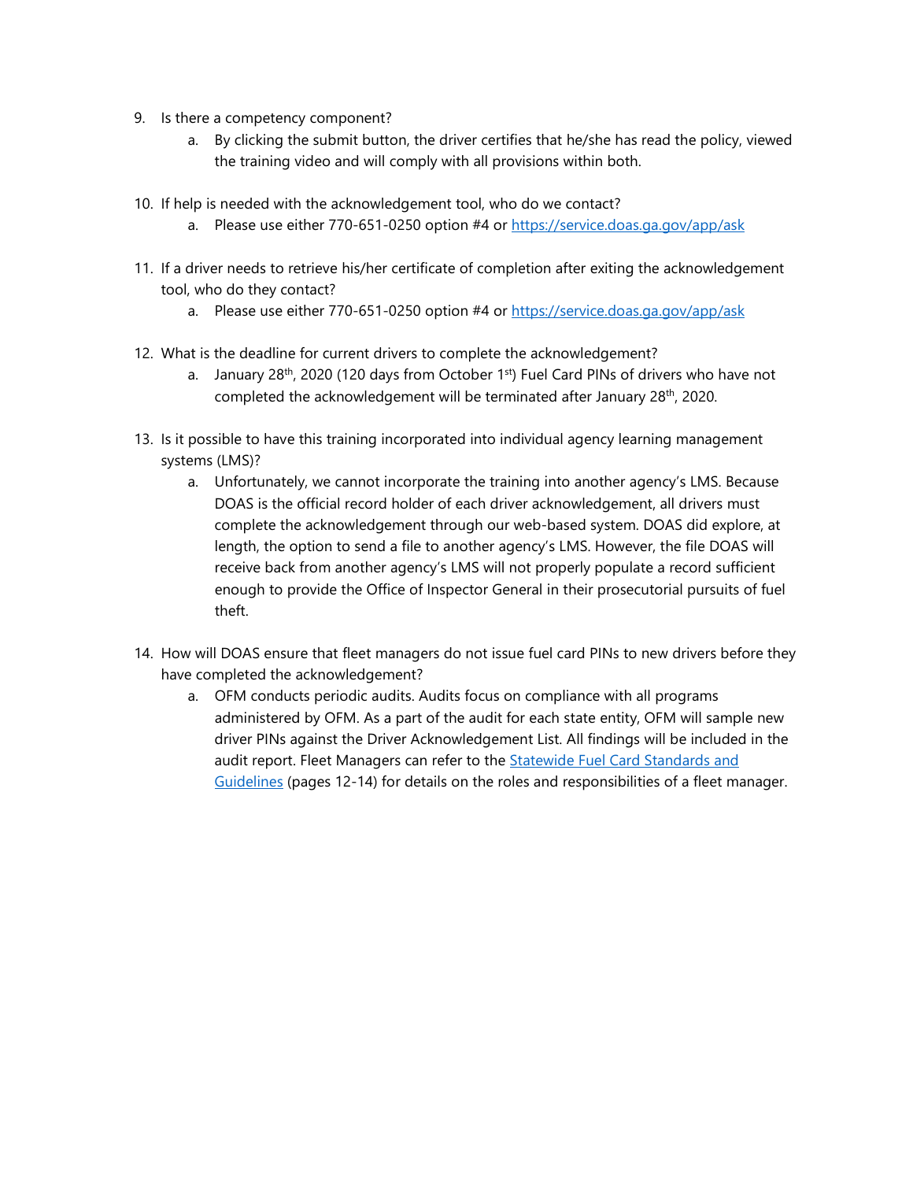9. Is there a competency component?
   a. By clicking the submit button, the driver certifies that he/she has read the policy, viewed the training video and will comply with all provisions within both.

10. If help is needed with the acknowledgement tool, who do we contact?
    a. Please use either 770-651-0250 option #4 or https://service.doas.ga.gov/app/ask

11. If a driver needs to retrieve his/her certificate of completion after exiting the acknowledgement tool, who do they contact?
    a. Please use either 770-651-0250 option #4 or https://service.doas.ga.gov/app/ask

12. What is the deadline for current drivers to complete the acknowledgement?
    a. January 28th, 2020 (120 days from October 1st) Fuel Card PINs of drivers who have not completed the acknowledgement will be terminated after January 28th, 2020.

13. Is it possible to have this training incorporated into individual agency learning management systems (LMS)?
    a. Unfortunately, we cannot incorporate the training into another agency's LMS. Because DOAS is the official record holder of each driver acknowledgement, all drivers must complete the acknowledgement through our web-based system. DOAS did explore, at length, the option to send a file to another agency's LMS. However, the file DOAS will receive back from another agency's LMS will not properly populate a record sufficient enough to provide the Office of Inspector General in their prosecutorial pursuits of fuel theft.

14. How will DOAS ensure that fleet managers do not issue fuel card PINs to new drivers before they have completed the acknowledgement?
    a. OFM conducts periodic audits. Audits focus on compliance with all programs administered by OFM. As a part of the audit for each state entity, OFM will sample new driver PINs against the Driver Acknowledgement List. All findings will be included in the audit report. Fleet Managers can refer to the Statewide Fuel Card Standards and Guidelines (pages 12-14) for details on the roles and responsibilities of a fleet manager.